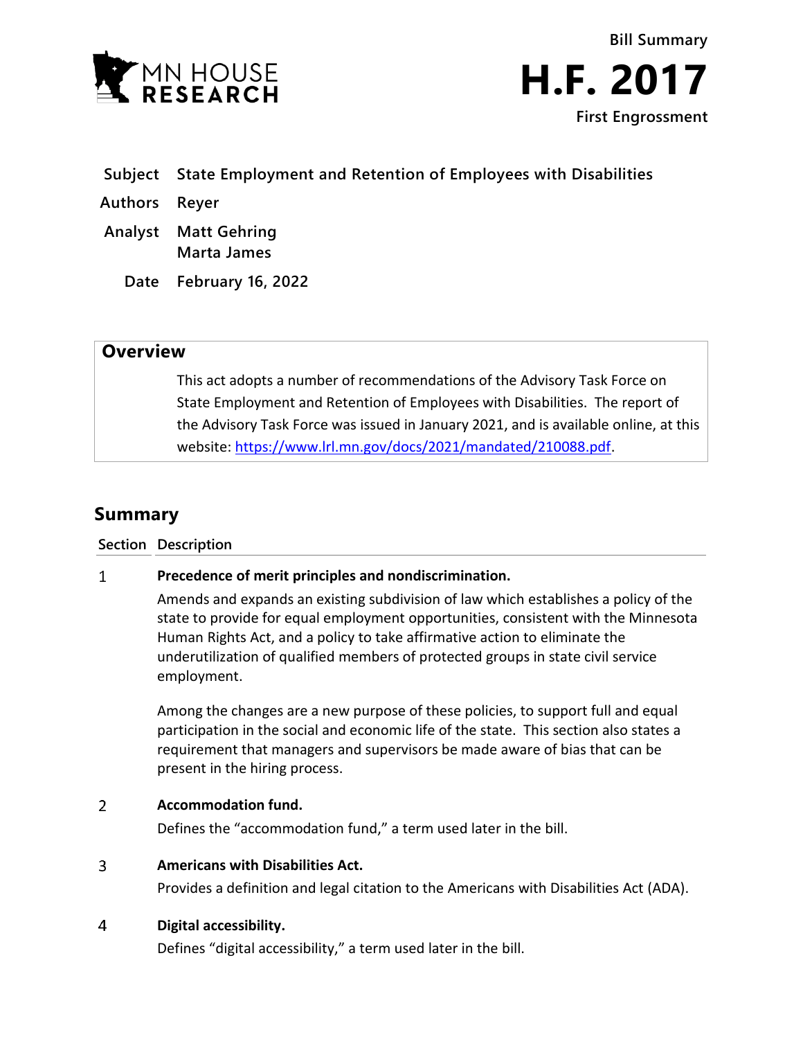**Bill Summary**

# H.F. 2017

**First Engrossment**

| | |
|---|---|
| **Subject** | **State Employment and Retention of Employees with Disabilities** |
| **Authors** | **Reyer** |
| **Analyst** | **Matt Gehring**<br>**Marta James** |
| **Date** | **February 16, 2022** |

## Overview

This act adopts a number of recommendations of the Advisory Task Force on State Employment and Retention of Employees with Disabilities. The report of the Advisory Task Force was issued in January 2021, and is available online, at this website: https://www.lrl.mn.gov/docs/2021/mandated/210088.pdf.

## Summary

| Section | Description |
|---|---|
| 1 | **Precedence of merit principles and nondiscrimination.**<br><br>Amends and expands an existing subdivision of law which establishes a policy of the state to provide for equal employment opportunities, consistent with the Minnesota Human Rights Act, and a policy to take affirmative action to eliminate the underutilization of qualified members of protected groups in state civil service employment.<br><br>Among the changes are a new purpose of these policies, to support full and equal participation in the social and economic life of the state. This section also states a requirement that managers and supervisors be made aware of bias that can be present in the hiring process. |
| 2 | **Accommodation fund.**<br><br>Defines the "accommodation fund," a term used later in the bill. |
| 3 | **Americans with Disabilities Act.**<br><br>Provides a definition and legal citation to the Americans with Disabilities Act (ADA). |
| 4 | **Digital accessibility.**<br><br>Defines "digital accessibility," a term used later in the bill. |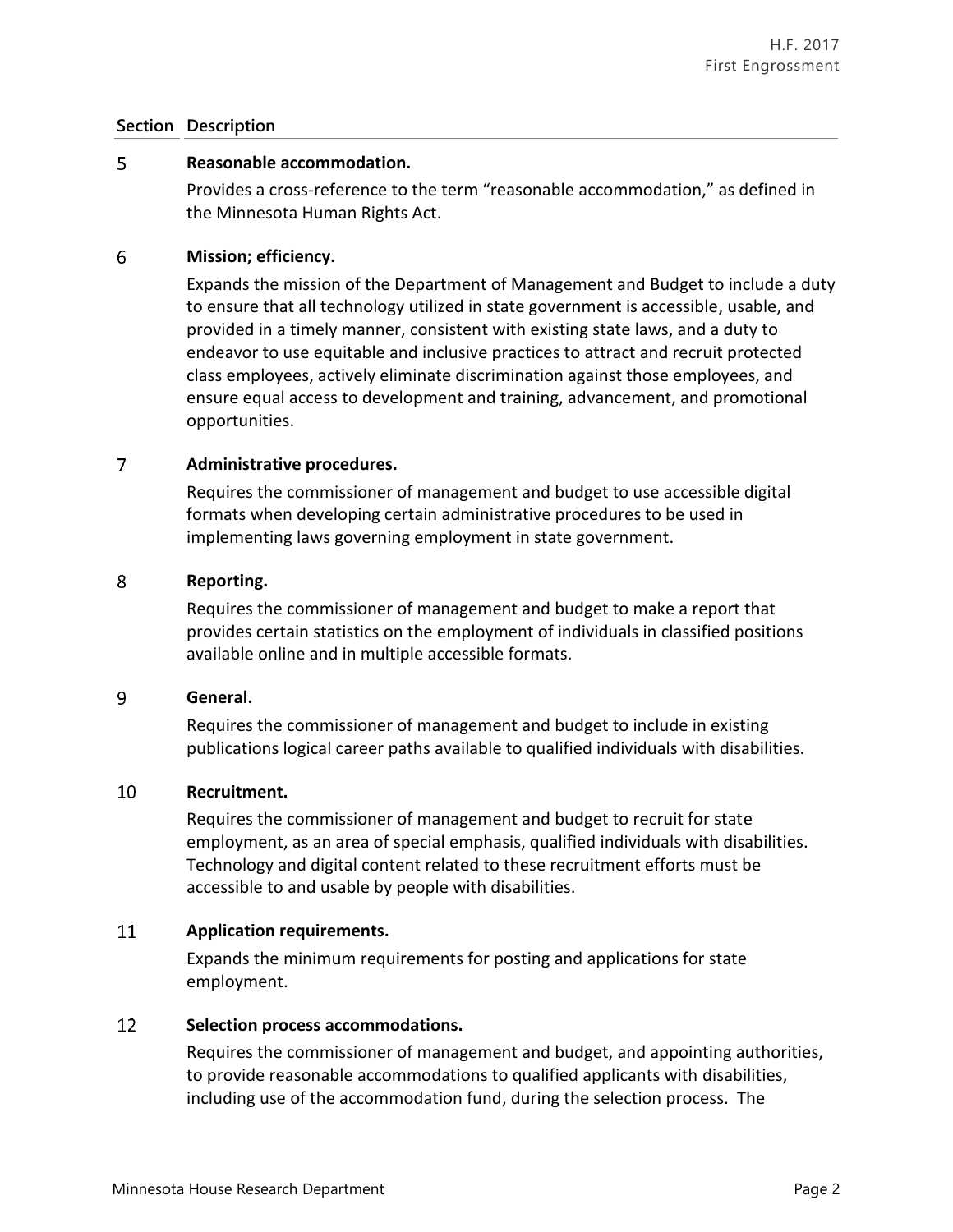| Section | Description |
|---|---|
| 5 | **Reasonable accommodation.**<br>Provides a cross-reference to the term "reasonable accommodation," as defined in the Minnesota Human Rights Act. |
| 6 | **Mission; efficiency.**<br>Expands the mission of the Department of Management and Budget to include a duty to ensure that all technology utilized in state government is accessible, usable, and provided in a timely manner, consistent with existing state laws, and a duty to endeavor to use equitable and inclusive practices to attract and recruit protected class employees, actively eliminate discrimination against those employees, and ensure equal access to development and training, advancement, and promotional opportunities. |
| 7 | **Administrative procedures.**<br>Requires the commissioner of management and budget to use accessible digital formats when developing certain administrative procedures to be used in implementing laws governing employment in state government. |
| 8 | **Reporting.**<br>Requires the commissioner of management and budget to make a report that provides certain statistics on the employment of individuals in classified positions available online and in multiple accessible formats. |
| 9 | **General.**<br>Requires the commissioner of management and budget to include in existing publications logical career paths available to qualified individuals with disabilities. |
| 10 | **Recruitment.**<br>Requires the commissioner of management and budget to recruit for state employment, as an area of special emphasis, qualified individuals with disabilities. Technology and digital content related to these recruitment efforts must be accessible to and usable by people with disabilities. |
| 11 | **Application requirements.**<br>Expands the minimum requirements for posting and applications for state employment. |
| 12 | **Selection process accommodations.**<br>Requires the commissioner of management and budget, and appointing authorities, to provide reasonable accommodations to qualified applicants with disabilities, including use of the accommodation fund, during the selection process. The |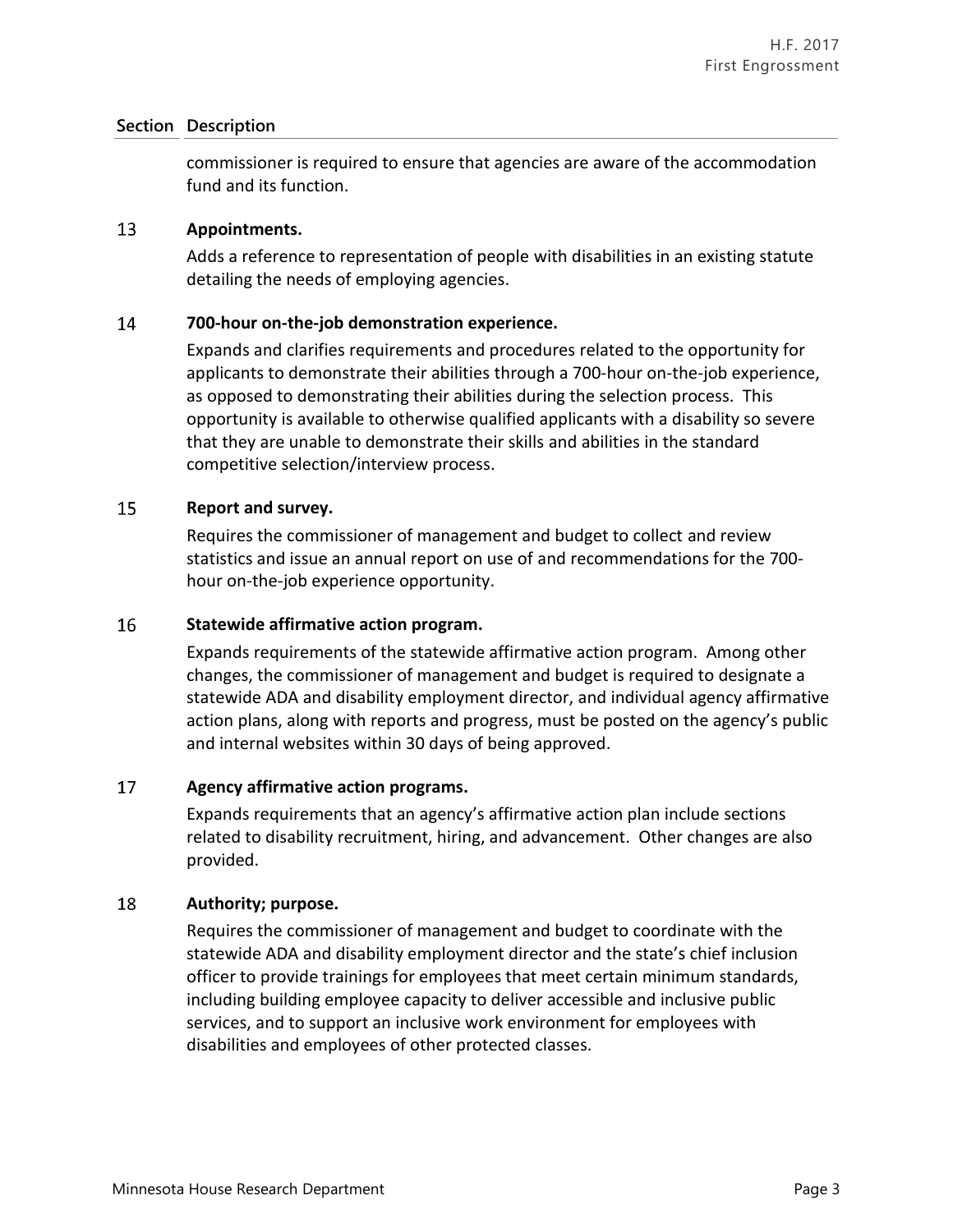| Section | Description |
|---|---|
| | commissioner is required to ensure that agencies are aware of the accommodation fund and its function. |
| 13 | **Appointments.**<br>Adds a reference to representation of people with disabilities in an existing statute detailing the needs of employing agencies. |
| 14 | **700-hour on-the-job demonstration experience.**<br>Expands and clarifies requirements and procedures related to the opportunity for applicants to demonstrate their abilities through a 700-hour on-the-job experience, as opposed to demonstrating their abilities during the selection process. This opportunity is available to otherwise qualified applicants with a disability so severe that they are unable to demonstrate their skills and abilities in the standard competitive selection/interview process. |
| 15 | **Report and survey.**<br>Requires the commissioner of management and budget to collect and review statistics and issue an annual report on use of and recommendations for the 700-hour on-the-job experience opportunity. |
| 16 | **Statewide affirmative action program.**<br>Expands requirements of the statewide affirmative action program. Among other changes, the commissioner of management and budget is required to designate a statewide ADA and disability employment director, and individual agency affirmative action plans, along with reports and progress, must be posted on the agency's public and internal websites within 30 days of being approved. |
| 17 | **Agency affirmative action programs.**<br>Expands requirements that an agency's affirmative action plan include sections related to disability recruitment, hiring, and advancement. Other changes are also provided. |
| 18 | **Authority; purpose.**<br>Requires the commissioner of management and budget to coordinate with the statewide ADA and disability employment director and the state's chief inclusion officer to provide trainings for employees that meet certain minimum standards, including building employee capacity to deliver accessible and inclusive public services, and to support an inclusive work environment for employees with disabilities and employees of other protected classes. |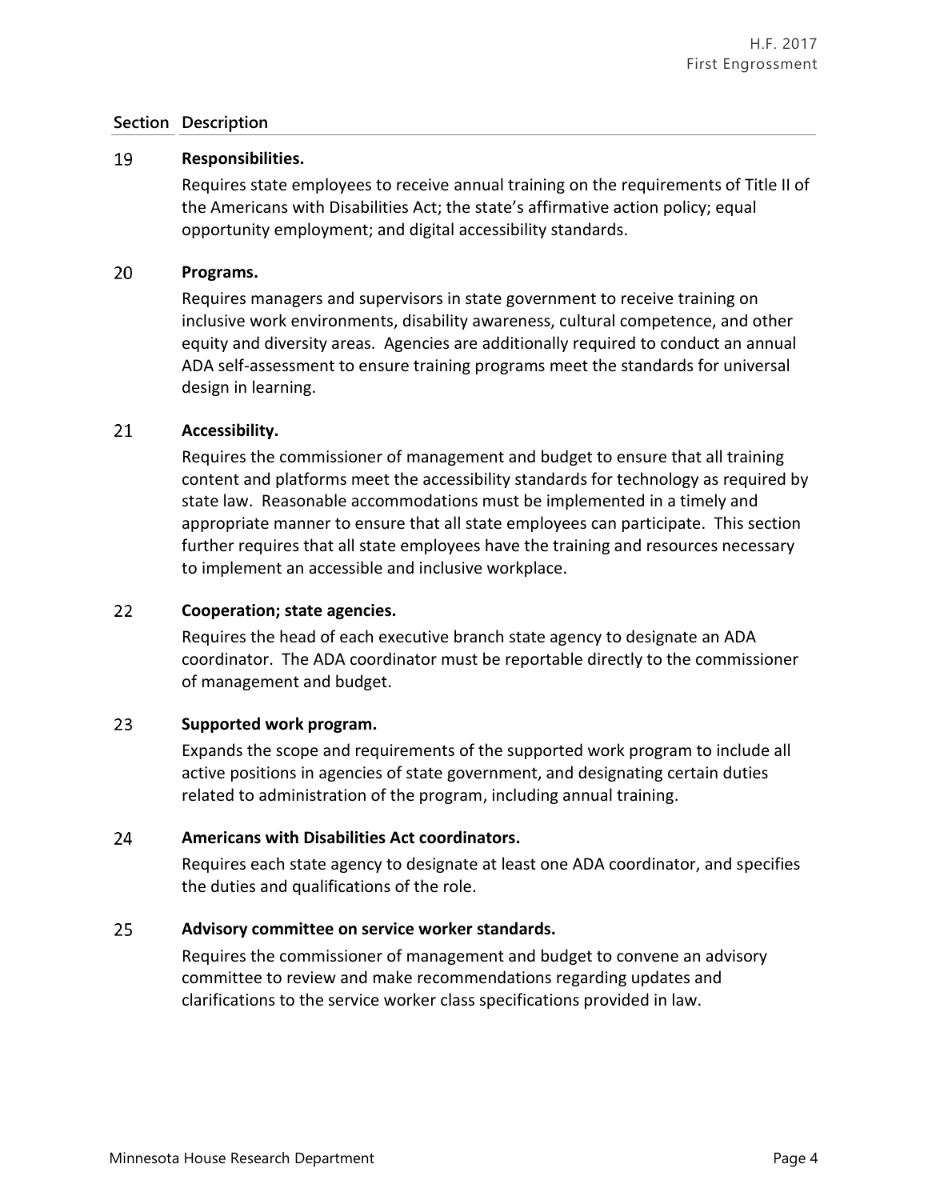| Section | Description |
|---|---|
| 19 | **Responsibilities.** Requires state employees to receive annual training on the requirements of Title II of the Americans with Disabilities Act; the state's affirmative action policy; equal opportunity employment; and digital accessibility standards. |
| 20 | **Programs.** Requires managers and supervisors in state government to receive training on inclusive work environments, disability awareness, cultural competence, and other equity and diversity areas. Agencies are additionally required to conduct an annual ADA self-assessment to ensure training programs meet the standards for universal design in learning. |
| 21 | **Accessibility.** Requires the commissioner of management and budget to ensure that all training content and platforms meet the accessibility standards for technology as required by state law. Reasonable accommodations must be implemented in a timely and appropriate manner to ensure that all state employees can participate. This section further requires that all state employees have the training and resources necessary to implement an accessible and inclusive workplace. |
| 22 | **Cooperation; state agencies.** Requires the head of each executive branch state agency to designate an ADA coordinator. The ADA coordinator must be reportable directly to the commissioner of management and budget. |
| 23 | **Supported work program.** Expands the scope and requirements of the supported work program to include all active positions in agencies of state government, and designating certain duties related to administration of the program, including annual training. |
| 24 | **Americans with Disabilities Act coordinators.** Requires each state agency to designate at least one ADA coordinator, and specifies the duties and qualifications of the role. |
| 25 | **Advisory committee on service worker standards.** Requires the commissioner of management and budget to convene an advisory committee to review and make recommendations regarding updates and clarifications to the service worker class specifications provided in law. |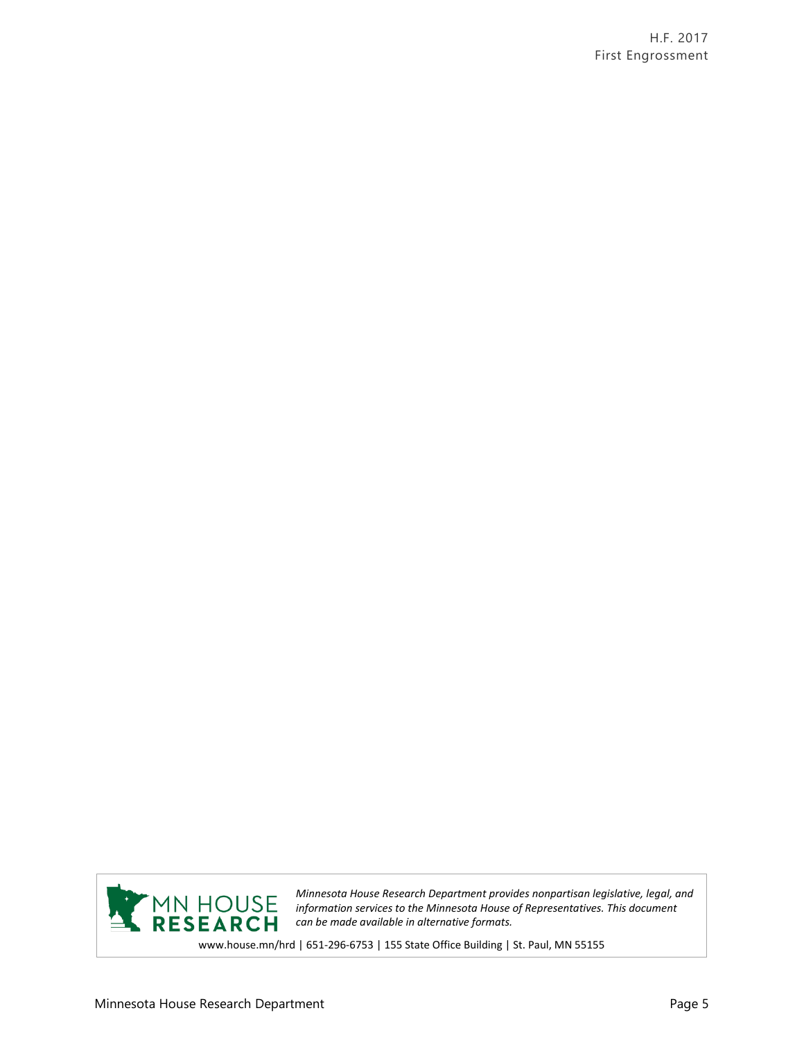MN HOUSE RESEARCH

*Minnesota House Research Department provides nonpartisan legislative, legal, and information services to the Minnesota House of Representatives. This document can be made available in alternative formats.*

www.house.mn/hrd | 651-296-6753 | 155 State Office Building | St. Paul, MN 55155